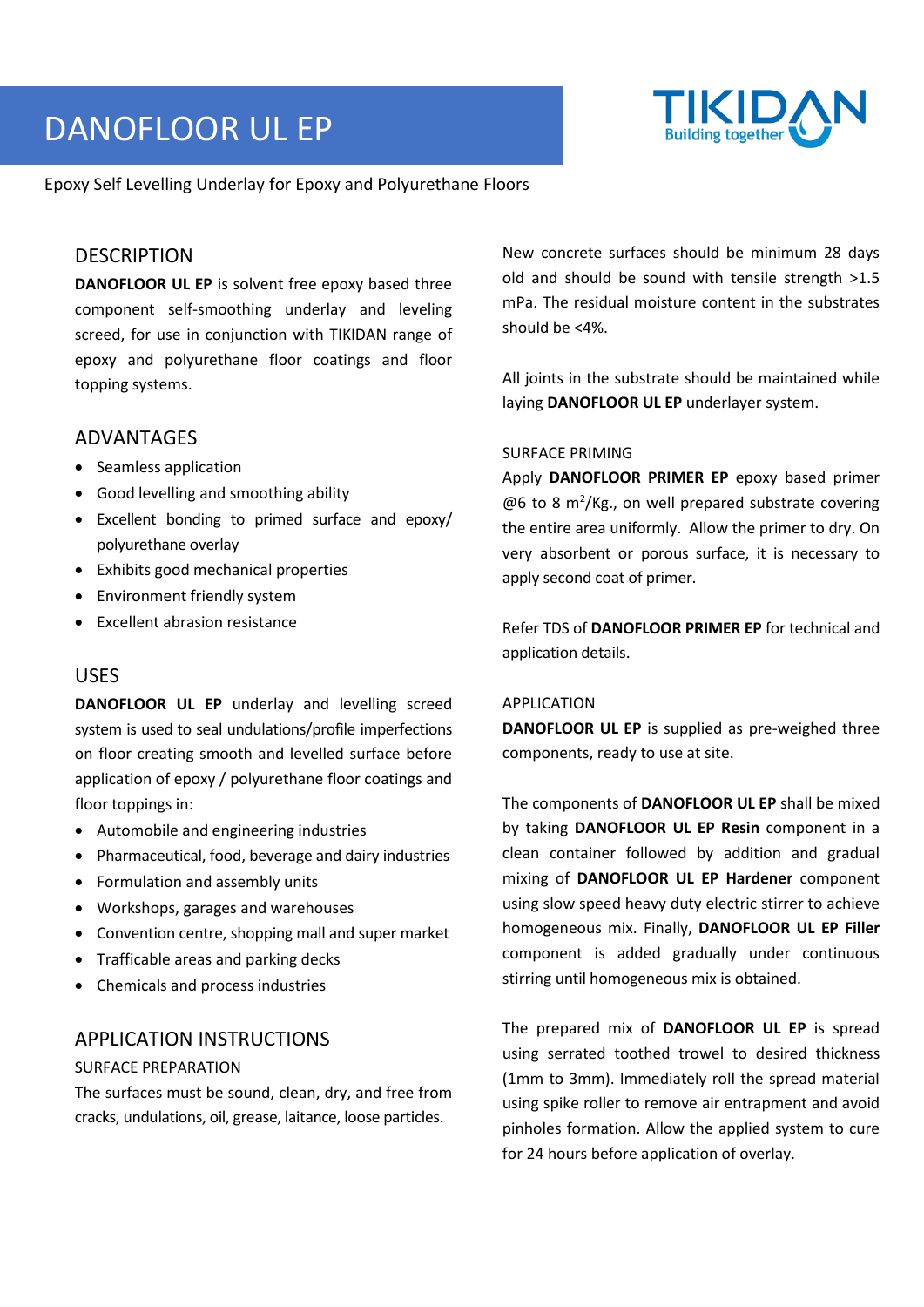# DANOFLOOR UL EP

Epoxy Self Levelling Underlay for Epoxy and Polyurethane Floors

## DESCRIPTION

**DANOFLOOR UL EP** is solvent free epoxy based three component self-smoothing underlay and leveling screed, for use in conjunction with TIKIDAN range of epoxy and polyurethane floor coatings and floor topping systems.

## ADVANTAGES

- Seamless application
- Good levelling and smoothing ability
- Excellent bonding to primed surface and epoxy/ polyurethane overlay
- Exhibits good mechanical properties
- Environment friendly system
- Excellent abrasion resistance

## USES

**DANOFLOOR UL EP** underlay and levelling screed system is used to seal undulations/profile imperfections on floor creating smooth and levelled surface before application of epoxy / polyurethane floor coatings and floor toppings in:

- Automobile and engineering industries
- Pharmaceutical, food, beverage and dairy industries
- Formulation and assembly units
- Workshops, garages and warehouses
- Convention centre, shopping mall and super market
- Trafficable areas and parking decks
- Chemicals and process industries

## APPLICATION INSTRUCTIONS

### SURFACE PREPARATION

The surfaces must be sound, clean, dry, and free from cracks, undulations, oil, grease, laitance, loose particles.

New concrete surfaces should be minimum 28 days old and should be sound with tensile strength >1.5 mPa. The residual moisture content in the substrates should be <4%.

All joints in the substrate should be maintained while laying **DANOFLOOR UL EP** underlayer system.

### SURFACE PRIMING

Apply **DANOFLOOR PRIMER EP** epoxy based primer @6 to 8 $m^2$/Kg., on well prepared substrate covering the entire area uniformly. Allow the primer to dry. On very absorbent or porous surface, it is necessary to apply second coat of primer.

Refer TDS of **DANOFLOOR PRIMER EP** for technical and application details.

### APPLICATION

**DANOFLOOR UL EP** is supplied as pre-weighed three components, ready to use at site.

The components of **DANOFLOOR UL EP** shall be mixed by taking **DANOFLOOR UL EP Resin** component in a clean container followed by addition and gradual mixing of **DANOFLOOR UL EP Hardener** component using slow speed heavy duty electric stirrer to achieve homogeneous mix. Finally, **DANOFLOOR UL EP Filler** component is added gradually under continuous stirring until homogeneous mix is obtained.

The prepared mix of **DANOFLOOR UL EP** is spread using serrated toothed trowel to desired thickness (1mm to 3mm). Immediately roll the spread material using spike roller to remove air entrapment and avoid pinholes formation. Allow the applied system to cure for 24 hours before application of overlay.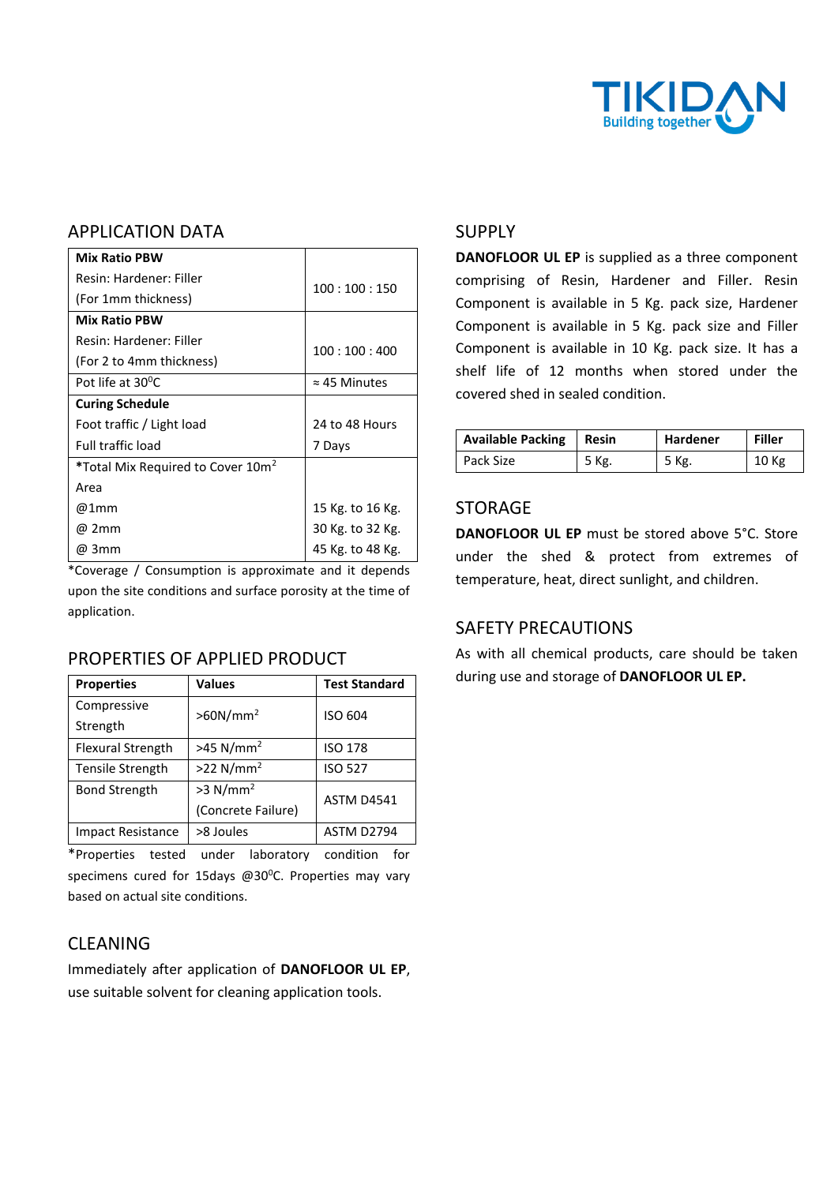## APPLICATION DATA

| | |
|---|---|
| **Mix Ratio PBW**<br>Resin: Hardener: Filler<br>(For 1mm thickness) | 100 : 100 : 150 |
| **Mix Ratio PBW**<br>Resin: Hardener: Filler<br>(For 2 to 4mm thickness) | 100 : 100 : 400 |
| Pot life at 30$^0$C | ≈ 45 Minutes |
| **Curing Schedule**<br>Foot traffic / Light load<br>Full traffic load | <br>24 to 48 Hours<br>7 Days |
| ***Total Mix Required to Cover 10m$^2$**<br>Area<br>@1mm<br>@ 2mm<br>@ 3mm | <br><br>15 Kg. to 16 Kg.<br>30 Kg. to 32 Kg.<br>45 Kg. to 48 Kg. |

*Coverage / Consumption is approximate and it depends upon the site conditions and surface porosity at the time of application.

## PROPERTIES OF APPLIED PRODUCT

| Properties | Values | Test Standard |
|---|---|---|
| Compressive Strength | >60N/mm$^2$ | ISO 604 |
| Flexural Strength | >45 N/mm$^2$ | ISO 178 |
| Tensile Strength | >22 N/mm$^2$ | ISO 527 |
| Bond Strength | >3 N/mm$^2$ (Concrete Failure) | ASTM D4541 |
| Impact Resistance | >8 Joules | ASTM D2794 |

*Properties tested under laboratory condition for specimens cured for 15days @30$^0$C. Properties may vary based on actual site conditions.

## CLEANING

Immediately after application of **DANOFLOOR UL EP**, use suitable solvent for cleaning application tools.

## SUPPLY

**DANOFLOOR UL EP** is supplied as a three component comprising of Resin, Hardener and Filler. Resin Component is available in 5 Kg. pack size, Hardener Component is available in 5 Kg. pack size and Filler Component is available in 10 Kg. pack size. It has a shelf life of 12 months when stored under the covered shed in sealed condition.

| Available Packing | Resin | Hardener | Filler |
|---|---|---|---|
| Pack Size | 5 Kg. | 5 Kg. | 10 Kg |

## STORAGE

**DANOFLOOR UL EP** must be stored above 5°C. Store under the shed & protect from extremes of temperature, heat, direct sunlight, and children.

## SAFETY PRECAUTIONS

As with all chemical products, care should be taken during use and storage of **DANOFLOOR UL EP.**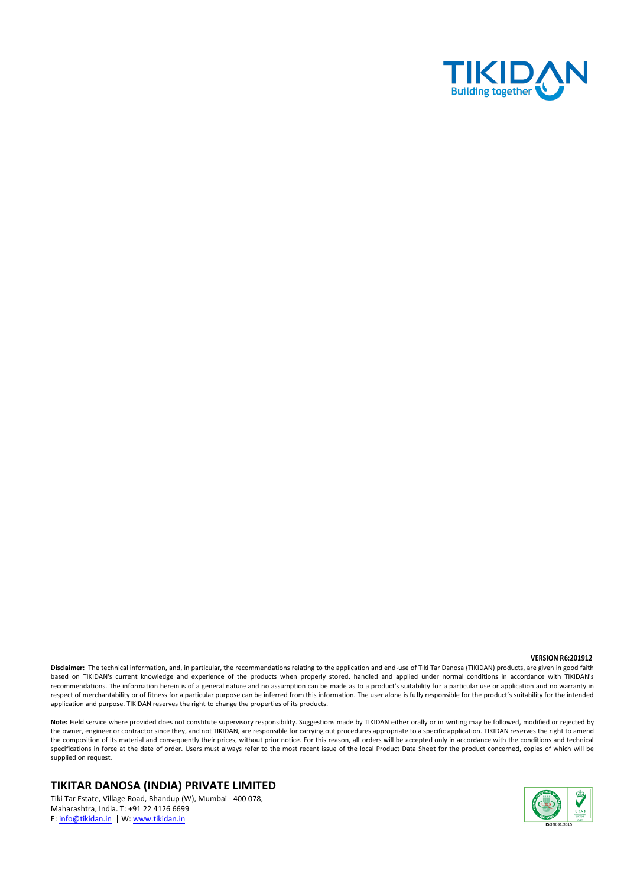**VERSION R6:201912**

**Disclaimer:** The technical information, and, in particular, the recommendations relating to the application and end-use of Tiki Tar Danosa (TIKIDAN) products, are given in good faith based on TIKIDAN's current knowledge and experience of the products when properly stored, handled and applied under normal conditions in accordance with TIKIDAN's recommendations. The information herein is of a general nature and no assumption can be made as to a product's suitability for a particular use or application and no warranty in respect of merchantability or of fitness for a particular purpose can be inferred from this information. The user alone is fully responsible for the product's suitability for the intended application and purpose. TIKIDAN reserves the right to change the properties of its products.

**Note:** Field service where provided does not constitute supervisory responsibility. Suggestions made by TIKIDAN either orally or in writing may be followed, modified or rejected by the owner, engineer or contractor since they, and not TIKIDAN, are responsible for carrying out procedures appropriate to a specific application. TIKIDAN reserves the right to amend the composition of its material and consequently their prices, without prior notice. For this reason, all orders will be accepted only in accordance with the conditions and technical specifications in force at the date of order. Users must always refer to the most recent issue of the local Product Data Sheet for the product concerned, copies of which will be supplied on request.

## TIKITAR DANOSA (INDIA) PRIVATE LIMITED

Tiki Tar Estate, Village Road, Bhandup (W), Mumbai - 400 078,
Maharashtra, India. T: +91 22 4126 6699
E: info@tikidan.in | W: www.tikidan.in

ISO 9001:2015